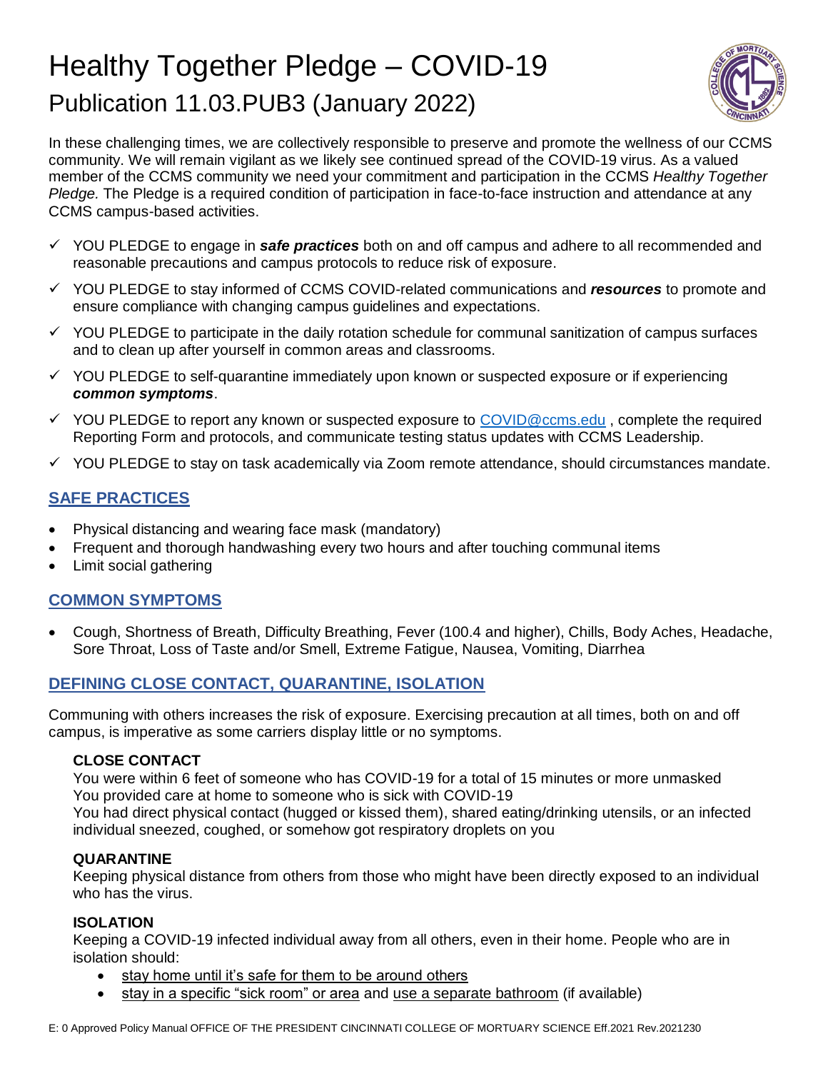# Healthy Together Pledge – COVID-19

## Publication 11.03.PUB3 (January 2022)

In these challenging times, we are collectively responsible to preserve and promote the wellness of our CCMS community. We will remain vigilant as we likely see continued spread of the COVID-19 virus. As a valued member of the CCMS community we need your commitment and participation in the CCMS *Healthy Together Pledge.* The Pledge is a required condition of participation in face-to-face instruction and attendance at any CCMS campus-based activities.

- ✓ YOU PLEDGE to engage in ***safe practices*** both on and off campus and adhere to all recommended and reasonable precautions and campus protocols to reduce risk of exposure.
- ✓ YOU PLEDGE to stay informed of CCMS COVID-related communications and ***resources*** to promote and ensure compliance with changing campus guidelines and expectations.
- ✓ YOU PLEDGE to participate in the daily rotation schedule for communal sanitization of campus surfaces and to clean up after yourself in common areas and classrooms.
- ✓ YOU PLEDGE to self-quarantine immediately upon known or suspected exposure or if experiencing ***common symptoms***.
- ✓ YOU PLEDGE to report any known or suspected exposure to COVID@ccms.edu , complete the required Reporting Form and protocols, and communicate testing status updates with CCMS Leadership.
- ✓ YOU PLEDGE to stay on task academically via Zoom remote attendance, should circumstances mandate.

### SAFE PRACTICES

- Physical distancing and wearing face mask (mandatory)
- Frequent and thorough handwashing every two hours and after touching communal items
- Limit social gathering

### COMMON SYMPTOMS

- Cough, Shortness of Breath, Difficulty Breathing, Fever (100.4 and higher), Chills, Body Aches, Headache, Sore Throat, Loss of Taste and/or Smell, Extreme Fatigue, Nausea, Vomiting, Diarrhea

### DEFINING CLOSE CONTACT, QUARANTINE, ISOLATION

Communing with others increases the risk of exposure. Exercising precaution at all times, both on and off campus, is imperative as some carriers display little or no symptoms.

**CLOSE CONTACT**

You were within 6 feet of someone who has COVID-19 for a total of 15 minutes or more unmasked
You provided care at home to someone who is sick with COVID-19
You had direct physical contact (hugged or kissed them), shared eating/drinking utensils, or an infected individual sneezed, coughed, or somehow got respiratory droplets on you

**QUARANTINE**

Keeping physical distance from others from those who might have been directly exposed to an individual who has the virus.

**ISOLATION**

Keeping a COVID-19 infected individual away from all others, even in their home. People who are in isolation should:

- stay home until it's safe for them to be around others
- stay in a specific "sick room" or area and use a separate bathroom (if available)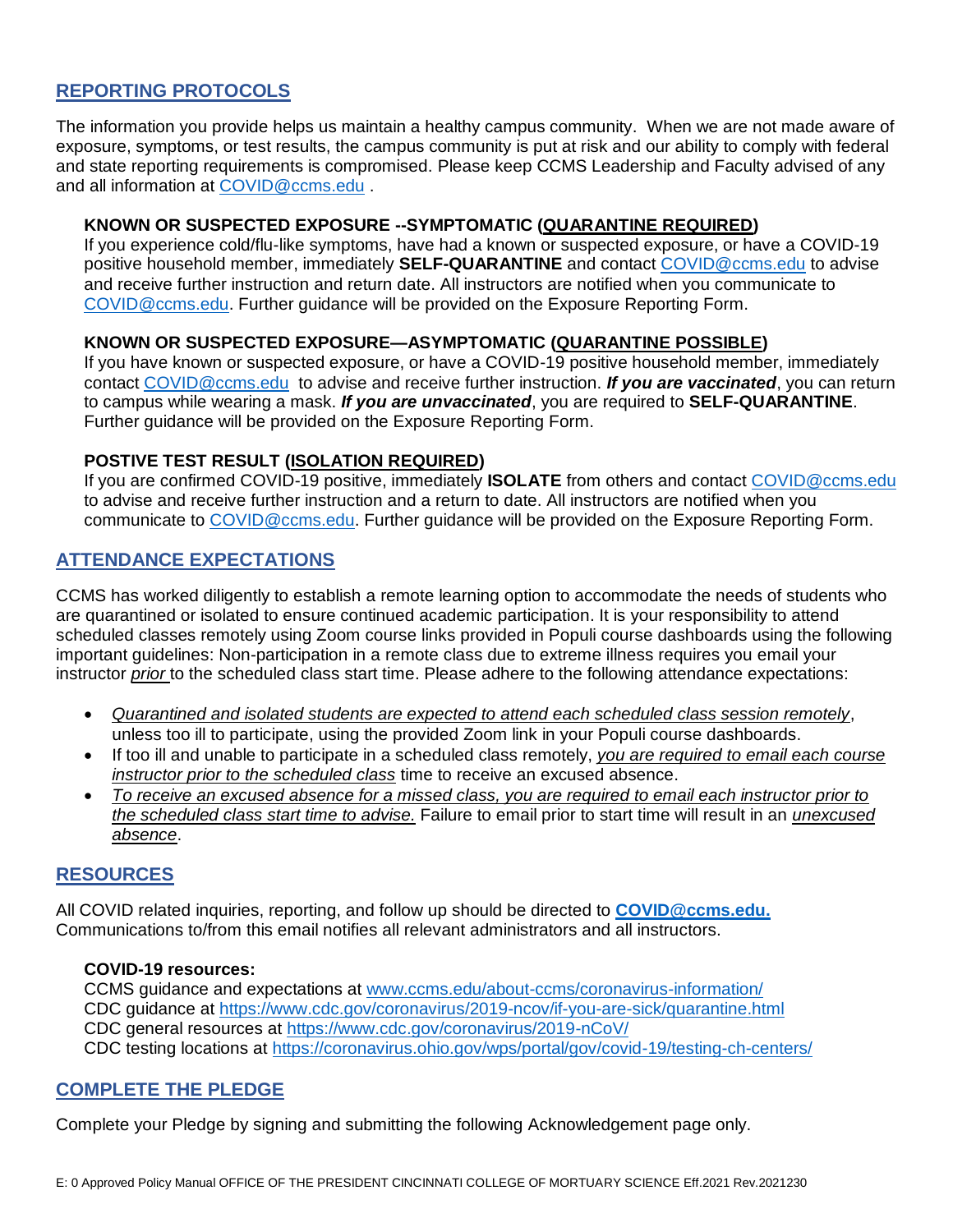## REPORTING PROTOCOLS

The information you provide helps us maintain a healthy campus community. When we are not made aware of exposure, symptoms, or test results, the campus community is put at risk and our ability to comply with federal and state reporting requirements is compromised. Please keep CCMS Leadership and Faculty advised of any and all information at COVID@ccms.edu .

### KNOWN OR SUSPECTED EXPOSURE --SYMPTOMATIC (QUARANTINE REQUIRED)

If you experience cold/flu-like symptoms, have had a known or suspected exposure, or have a COVID-19 positive household member, immediately **SELF-QUARANTINE** and contact COVID@ccms.edu to advise and receive further instruction and return date. All instructors are notified when you communicate to COVID@ccms.edu. Further guidance will be provided on the Exposure Reporting Form.

### KNOWN OR SUSPECTED EXPOSURE—ASYMPTOMATIC (QUARANTINE POSSIBLE)

If you have known or suspected exposure, or have a COVID-19 positive household member, immediately contact COVID@ccms.edu to advise and receive further instruction. ***If you are vaccinated***, you can return to campus while wearing a mask. ***If you are unvaccinated***, you are required to **SELF-QUARANTINE**. Further guidance will be provided on the Exposure Reporting Form.

### POSTIVE TEST RESULT (ISOLATION REQUIRED)

If you are confirmed COVID-19 positive, immediately **ISOLATE** from others and contact COVID@ccms.edu to advise and receive further instruction and a return to date. All instructors are notified when you communicate to COVID@ccms.edu. Further guidance will be provided on the Exposure Reporting Form.

## ATTENDANCE EXPECTATIONS

CCMS has worked diligently to establish a remote learning option to accommodate the needs of students who are quarantined or isolated to ensure continued academic participation. It is your responsibility to attend scheduled classes remotely using Zoom course links provided in Populi course dashboards using the following important guidelines: Non-participation in a remote class due to extreme illness requires you email your instructor *prior* to the scheduled class start time. Please adhere to the following attendance expectations:

- *Quarantined and isolated students are expected to attend each scheduled class session remotely*, unless too ill to participate, using the provided Zoom link in your Populi course dashboards.
- If too ill and unable to participate in a scheduled class remotely, *you are required to email each course instructor prior to the scheduled class* time to receive an excused absence.
- *To receive an excused absence for a missed class, you are required to email each instructor prior to the scheduled class start time to advise.* Failure to email prior to start time will result in an *unexcused absence*.

## RESOURCES

All COVID related inquiries, reporting, and follow up should be directed to **COVID@ccms.edu.** Communications to/from this email notifies all relevant administrators and all instructors.

**COVID-19 resources:**
CCMS guidance and expectations at www.ccms.edu/about-ccms/coronavirus-information/
CDC guidance at https://www.cdc.gov/coronavirus/2019-ncov/if-you-are-sick/quarantine.html
CDC general resources at https://www.cdc.gov/coronavirus/2019-nCoV/
CDC testing locations at https://coronavirus.ohio.gov/wps/portal/gov/covid-19/testing-ch-centers/

## COMPLETE THE PLEDGE

Complete your Pledge by signing and submitting the following Acknowledgement page only.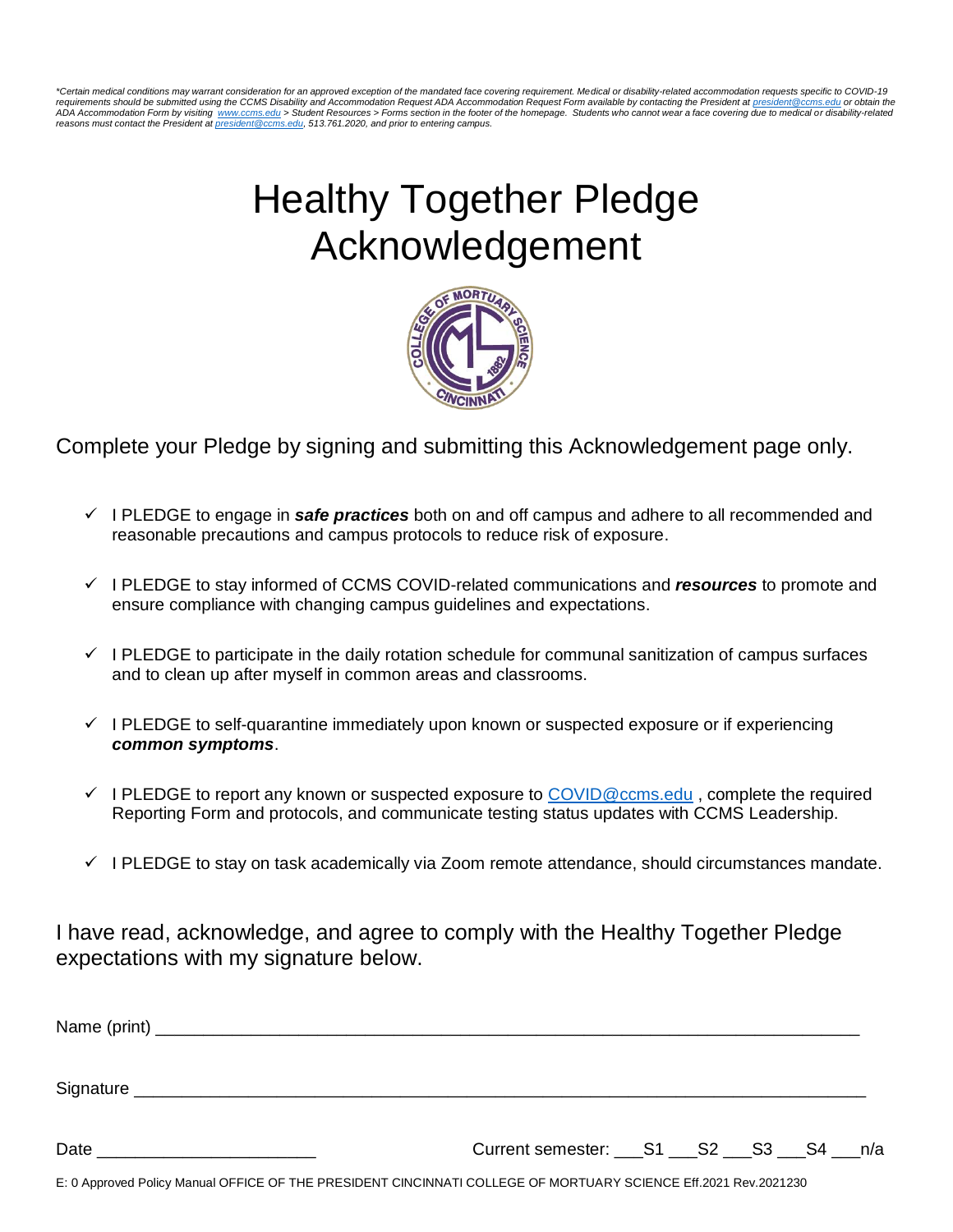*Certain medical conditions may warrant consideration for an approved exception of the mandated face covering requirement. Medical or disability-related accommodation requests specific to COVID-19 requirements should be submitted using the CCMS Disability and Accommodation Request ADA Accommodation Request Form available by contacting the President at president@ccms.edu or obtain the ADA Accommodation Form by visiting www.ccms.edu > Student Resources > Forms section in the footer of the homepage. Students who cannot wear a face covering due to medical or disability-related reasons must contact the President at president@ccms.edu, 513.761.2020, and prior to entering campus.*

# Healthy Together Pledge Acknowledgement

Complete your Pledge by signing and submitting this Acknowledgement page only.

- ✓ I PLEDGE to engage in ***safe practices*** both on and off campus and adhere to all recommended and reasonable precautions and campus protocols to reduce risk of exposure.
- ✓ I PLEDGE to stay informed of CCMS COVID-related communications and ***resources*** to promote and ensure compliance with changing campus guidelines and expectations.
- ✓ I PLEDGE to participate in the daily rotation schedule for communal sanitization of campus surfaces and to clean up after myself in common areas and classrooms.
- ✓ I PLEDGE to self-quarantine immediately upon known or suspected exposure or if experiencing ***common symptoms***.
- ✓ I PLEDGE to report any known or suspected exposure to COVID@ccms.edu , complete the required Reporting Form and protocols, and communicate testing status updates with CCMS Leadership.
- ✓ I PLEDGE to stay on task academically via Zoom remote attendance, should circumstances mandate.

I have read, acknowledge, and agree to comply with the Healthy Together Pledge expectations with my signature below.

Name (print) ______________________________________________________________________

Signature _________________________________________________________________________

Date ______________________ Current semester: ___S1 ___S2 ___S3 ___S4 ___n/a

E: 0 Approved Policy Manual OFFICE OF THE PRESIDENT CINCINNATI COLLEGE OF MORTUARY SCIENCE Eff.2021 Rev.2021230